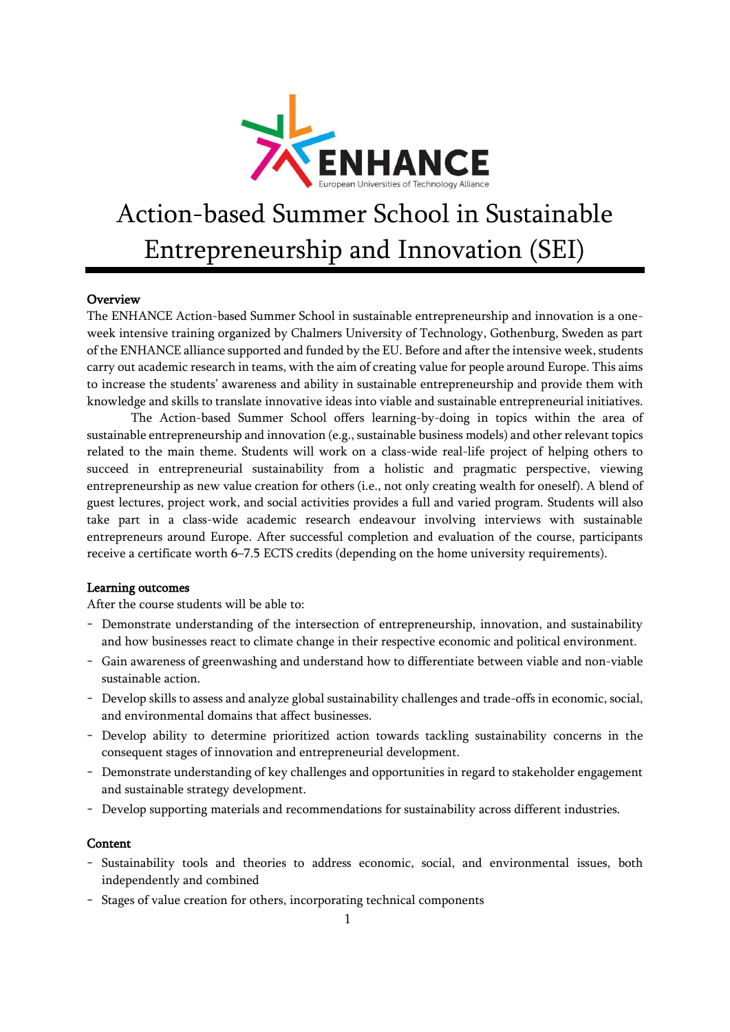# Action-based Summer School in Sustainable Entrepreneurship and Innovation (SEI)

## Overview

The ENHANCE Action-based Summer School in sustainable entrepreneurship and innovation is a one-week intensive training organized by Chalmers University of Technology, Gothenburg, Sweden as part of the ENHANCE alliance supported and funded by the EU. Before and after the intensive week, students carry out academic research in teams, with the aim of creating value for people around Europe. This aims to increase the students' awareness and ability in sustainable entrepreneurship and provide them with knowledge and skills to translate innovative ideas into viable and sustainable entrepreneurial initiatives.

The Action-based Summer School offers learning-by-doing in topics within the area of sustainable entrepreneurship and innovation (e.g., sustainable business models) and other relevant topics related to the main theme. Students will work on a class-wide real-life project of helping others to succeed in entrepreneurial sustainability from a holistic and pragmatic perspective, viewing entrepreneurship as new value creation for others (i.e., not only creating wealth for oneself). A blend of guest lectures, project work, and social activities provides a full and varied program. Students will also take part in a class-wide academic research endeavour involving interviews with sustainable entrepreneurs around Europe. After successful completion and evaluation of the course, participants receive a certificate worth 6–7.5 ECTS credits (depending on the home university requirements).

## Learning outcomes

After the course students will be able to:

- Demonstrate understanding of the intersection of entrepreneurship, innovation, and sustainability and how businesses react to climate change in their respective economic and political environment.
- Gain awareness of greenwashing and understand how to differentiate between viable and non-viable sustainable action.
- Develop skills to assess and analyze global sustainability challenges and trade-offs in economic, social, and environmental domains that affect businesses.
- Develop ability to determine prioritized action towards tackling sustainability concerns in the consequent stages of innovation and entrepreneurial development.
- Demonstrate understanding of key challenges and opportunities in regard to stakeholder engagement and sustainable strategy development.
- Develop supporting materials and recommendations for sustainability across different industries.

## Content

- Sustainability tools and theories to address economic, social, and environmental issues, both independently and combined
- Stages of value creation for others, incorporating technical components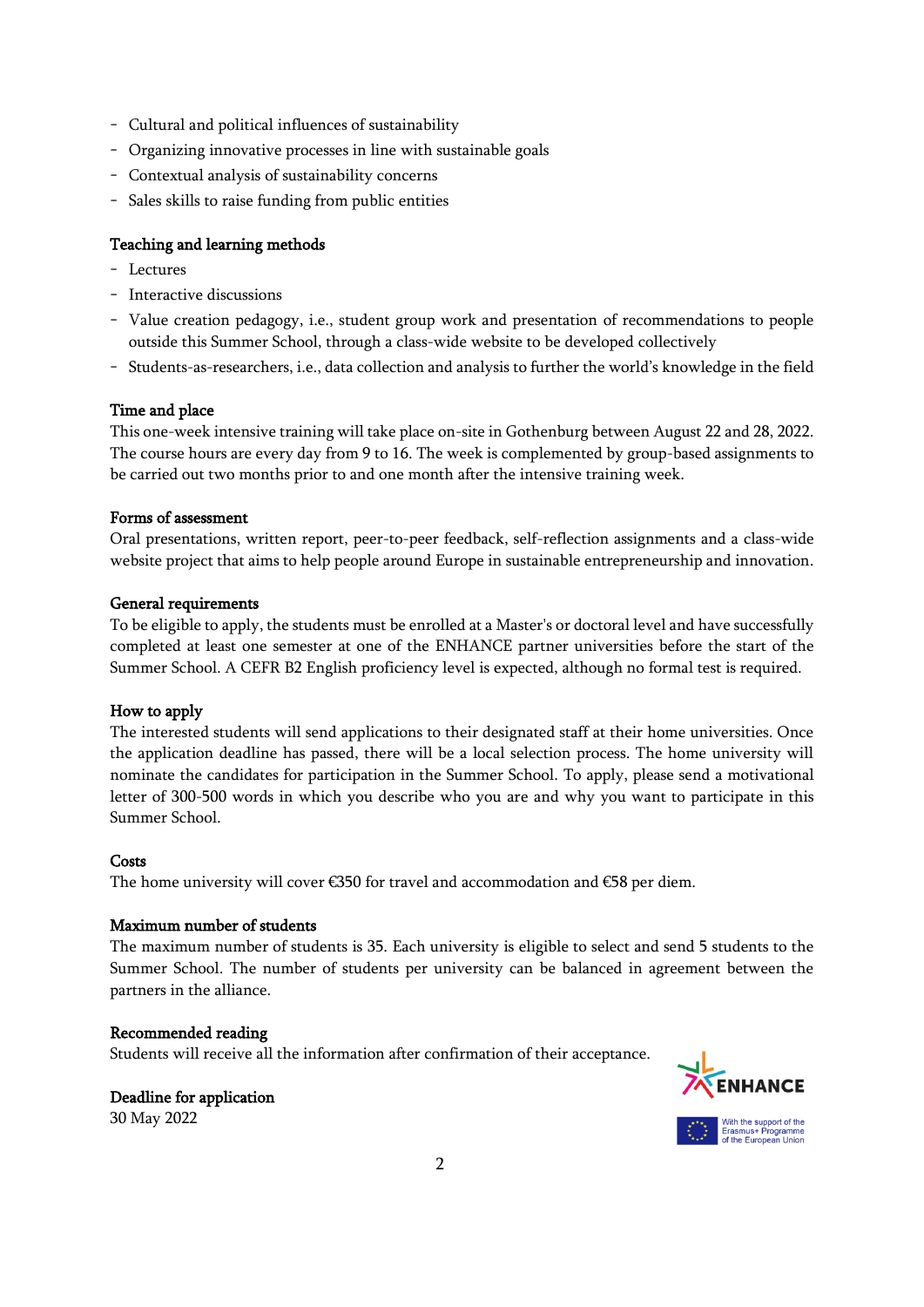- Cultural and political influences of sustainability
- Organizing innovative processes in line with sustainable goals
- Contextual analysis of sustainability concerns
- Sales skills to raise funding from public entities

**Teaching and learning methods**

- Lectures
- Interactive discussions
- Value creation pedagogy, i.e., student group work and presentation of recommendations to people outside this Summer School, through a class-wide website to be developed collectively
- Students-as-researchers, i.e., data collection and analysis to further the world's knowledge in the field

**Time and place**

This one-week intensive training will take place on-site in Gothenburg between August 22 and 28, 2022. The course hours are every day from 9 to 16. The week is complemented by group-based assignments to be carried out two months prior to and one month after the intensive training week.

**Forms of assessment**

Oral presentations, written report, peer-to-peer feedback, self-reflection assignments and a class-wide website project that aims to help people around Europe in sustainable entrepreneurship and innovation.

**General requirements**

To be eligible to apply, the students must be enrolled at a Master's or doctoral level and have successfully completed at least one semester at one of the ENHANCE partner universities before the start of the Summer School. A CEFR B2 English proficiency level is expected, although no formal test is required.

**How to apply**

The interested students will send applications to their designated staff at their home universities. Once the application deadline has passed, there will be a local selection process. The home university will nominate the candidates for participation in the Summer School. To apply, please send a motivational letter of 300-500 words in which you describe who you are and why you want to participate in this Summer School.

**Costs**

The home university will cover €350 for travel and accommodation and €58 per diem.

**Maximum number of students**

The maximum number of students is 35. Each university is eligible to select and send 5 students to the Summer School. The number of students per university can be balanced in agreement between the partners in the alliance.

**Recommended reading**

Students will receive all the information after confirmation of their acceptance.

**Deadline for application**

30 May 2022

ENHANCE

With the support of the Erasmus+ Programme of the European Union